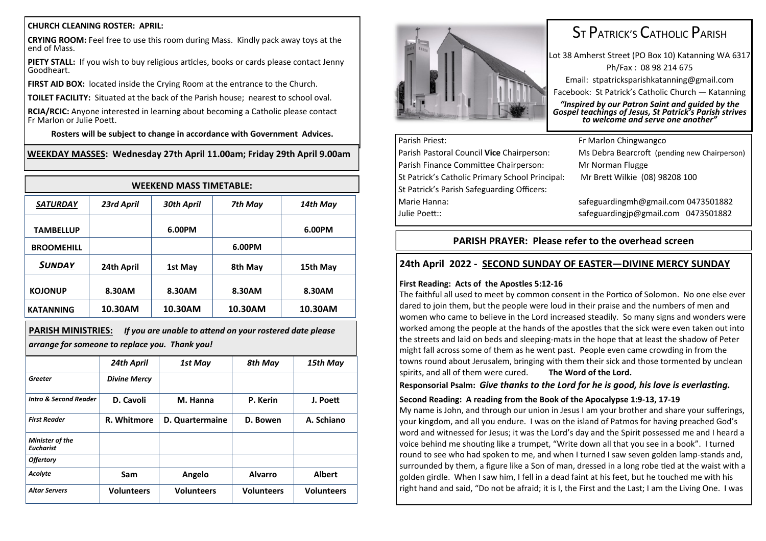**CHURCH CLEANING ROSTER: APRIL:**

**CRYING ROOM:** Feel free to use this room during Mass. Kindly pack away toys at the end of Mass.

**PIETY STALL:** If you wish to buy religious articles, books or cards please contact Jenny Goodheart.

**FIRST AID BOX:** located inside the Crying Room at the entrance to the Church.

**TOILET FACILITY:** Situated at the back of the Parish house; nearest to school oval.

**RCIA/RCIC:** Anyone interested in learning about becoming a Catholic please contact Fr Marlon or Julie Poett.

**Rosters will be subject to change in accordance with Government Advices.**

**WEEKDAY MASSES: Wednesday 27th April 11.00am; Friday 29th April 9.00am**

**WEEKEND MASS TIMETABLE:**

| ***SATURDAY*** | ***23rd April*** | ***30th April*** | ***7th May*** | ***14th May*** |
|---|---|---|---|---|
| **TAMBELLUP** | | **6.00PM** | | **6.00PM** |
| **BROOMEHILL** | | | **6.00PM** | |
| ***SUNDAY*** | **24th April** | **1st May** | **8th May** | **15th May** |
| **KOJONUP** | **8.30AM** | **8.30AM** | **8.30AM** | **8.30AM** |
| **KATANNING** | **10.30AM** | **10.30AM** | **10.30AM** | **10.30AM** |

**PARISH MINISTRIES:** ***If you are unable to attend on your rostered date please arrange for someone to replace you. Thank you!***

| | *24th April* | *1st May* | *8th May* | *15th May* |
|---|---|---|---|---|
| *Greeter* | *Divine Mercy* | | | |
| *Intro & Second Reader* | D. Cavoli | M. Hanna | P. Kerin | J. Poett |
| *First Reader* | R. Whitmore | D. Quartermaine | D. Bowen | A. Schiano |
| *Minister of the Eucharist* | | | | |
| *Offertory* | | | | |
| *Acolyte* | Sam | Angelo | Alvarro | Albert |
| *Altar Servers* | Volunteers | Volunteers | Volunteers | Volunteers |

# St Patrick's Catholic Parish

Lot 38 Amherst Street (PO Box 10) Katanning WA 6317
Ph/Fax : 08 98 214 675
Email: stpatricksparishkatanning@gmail.com
Facebook: St Patrick's Catholic Church — Katanning

***"Inspired by our Patron Saint and guided by the Gospel teachings of Jesus, St Patrick's Parish strives to welcome and serve one another"***

| | |
|---|---|
| Parish Priest: | Fr Marlon Chingwangco |
| Parish Pastoral Council **Vice** Chairperson: | Ms Debra Bearcroft (pending new Chairperson) |
| Parish Finance Committee Chairperson: | Mr Norman Flugge |
| St Patrick's Catholic Primary School Principal: | Mr Brett Wilkie (08) 98208 100 |
| St Patrick's Parish Safeguarding Officers: | |
| Marie Hanna: | safeguardingmh@gmail.com 0473501882 |
| Julie Poett:: | safeguardingjp@gmail.com 0473501882 |

**PARISH PRAYER: Please refer to the overhead screen**

## 24th April 2022 - SECOND SUNDAY OF EASTER—DIVINE MERCY SUNDAY

**First Reading: Acts of the Apostles 5:12-16**

The faithful all used to meet by common consent in the Portico of Solomon. No one else ever dared to join them, but the people were loud in their praise and the numbers of men and women who came to believe in the Lord increased steadily. So many signs and wonders were worked among the people at the hands of the apostles that the sick were even taken out into the streets and laid on beds and sleeping-mats in the hope that at least the shadow of Peter might fall across some of them as he went past. People even came crowding in from the towns round about Jerusalem, bringing with them their sick and those tormented by unclean spirits, and all of them were cured. **The Word of the Lord.**

**Responsorial Psalm:** ***Give thanks to the Lord for he is good, his love is everlasting.***

**Second Reading: A reading from the Book of the Apocalypse 1:9-13, 17-19**

My name is John, and through our union in Jesus I am your brother and share your sufferings, your kingdom, and all you endure. I was on the island of Patmos for having preached God's word and witnessed for Jesus; it was the Lord's day and the Spirit possessed me and I heard a voice behind me shouting like a trumpet, "Write down all that you see in a book". I turned round to see who had spoken to me, and when I turned I saw seven golden lamp-stands and, surrounded by them, a figure like a Son of man, dressed in a long robe tied at the waist with a golden girdle. When I saw him, I fell in a dead faint at his feet, but he touched me with his right hand and said, "Do not be afraid; it is I, the First and the Last; I am the Living One. I was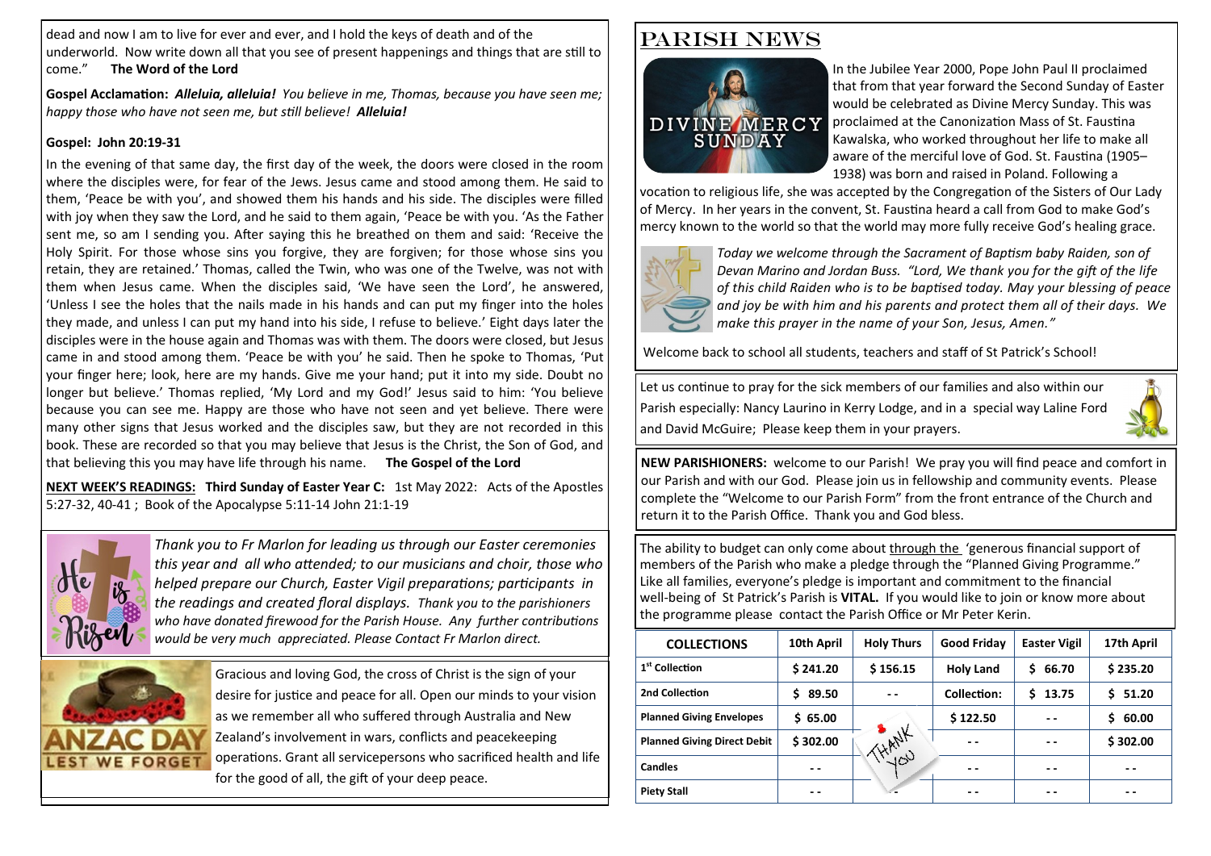dead and now I am to live for ever and ever, and I hold the keys of death and of the underworld. Now write down all that you see of present happenings and things that are still to come." **The Word of the Lord**

**Gospel Acclamation:** ***Alleluia, alleluia!*** *You believe in me, Thomas, because you have seen me; happy those who have not seen me, but still believe!* ***Alleluia!***

**Gospel: John 20:19-31**

In the evening of that same day, the first day of the week, the doors were closed in the room where the disciples were, for fear of the Jews. Jesus came and stood among them. He said to them, 'Peace be with you', and showed them his hands and his side. The disciples were filled with joy when they saw the Lord, and he said to them again, 'Peace be with you. 'As the Father sent me, so am I sending you. After saying this he breathed on them and said: 'Receive the Holy Spirit. For those whose sins you forgive, they are forgiven; for those whose sins you retain, they are retained.' Thomas, called the Twin, who was one of the Twelve, was not with them when Jesus came. When the disciples said, 'We have seen the Lord', he answered, 'Unless I see the holes that the nails made in his hands and can put my finger into the holes they made, and unless I can put my hand into his side, I refuse to believe.' Eight days later the disciples were in the house again and Thomas was with them. The doors were closed, but Jesus came in and stood among them. 'Peace be with you' he said. Then he spoke to Thomas, 'Put your finger here; look, here are my hands. Give me your hand; put it into my side. Doubt no longer but believe.' Thomas replied, 'My Lord and my God!' Jesus said to him: 'You believe because you can see me. Happy are those who have not seen and yet believe. There were many other signs that Jesus worked and the disciples saw, but they are not recorded in this book. These are recorded so that you may believe that Jesus is the Christ, the Son of God, and that believing this you may have life through his name. **The Gospel of the Lord**

**NEXT WEEK'S READINGS:** **Third Sunday of Easter Year C:** 1st May 2022: Acts of the Apostles 5:27-32, 40-41 ; Book of the Apocalypse 5:11-14 John 21:1-19

*Thank you to Fr Marlon for leading us through our Easter ceremonies this year and all who attended; to our musicians and choir, those who helped prepare our Church, Easter Vigil preparations; participants in the readings and created floral displays. Thank you to the parishioners who have donated firewood for the Parish House. Any further contributions would be very much appreciated. Please Contact Fr Marlon direct.*

Gracious and loving God, the cross of Christ is the sign of your desire for justice and peace for all. Open our minds to your vision as we remember all who suffered through Australia and New Zealand's involvement in wars, conflicts and peacekeeping operations. Grant all servicepersons who sacrificed health and life for the good of all, the gift of your deep peace.

# PARISH NEWS

In the Jubilee Year 2000, Pope John Paul II proclaimed that from that year forward the Second Sunday of Easter would be celebrated as Divine Mercy Sunday. This was proclaimed at the Canonization Mass of St. Faustina Kawalska, who worked throughout her life to make all aware of the merciful love of God. St. Faustina (1905–1938) was born and raised in Poland. Following a vocation to religious life, she was accepted by the Congregation of the Sisters of Our Lady of Mercy. In her years in the convent, St. Faustina heard a call from God to make God's mercy known to the world so that the world may more fully receive God's healing grace.

*Today we welcome through the Sacrament of Baptism baby Raiden, son of Devan Marino and Jordan Buss. "Lord, We thank you for the gift of the life of this child Raiden who is to be baptised today. May your blessing of peace and joy be with him and his parents and protect them all of their days. We make this prayer in the name of your Son, Jesus, Amen."*

Welcome back to school all students, teachers and staff of St Patrick's School!

Let us continue to pray for the sick members of our families and also within our Parish especially: Nancy Laurino in Kerry Lodge, and in a special way Laline Ford and David McGuire; Please keep them in your prayers.

**NEW PARISHIONERS:** welcome to our Parish! We pray you will find peace and comfort in our Parish and with our God. Please join us in fellowship and community events. Please complete the "Welcome to our Parish Form" from the front entrance of the Church and return it to the Parish Office. Thank you and God bless.

The ability to budget can only come about through the 'generous financial support of members of the Parish who make a pledge through the "Planned Giving Programme." Like all families, everyone's pledge is important and commitment to the financial well-being of St Patrick's Parish is **VITAL.** If you would like to join or know more about the programme please contact the Parish Office or Mr Peter Kerin.

| COLLECTIONS | 10th April | Holy Thurs | Good Friday | Easter Vigil | 17th April |
|---|---|---|---|---|---|
| 1st Collection | $ 241.20 | $ 156.15 | Holy Land | $ 66.70 | $ 235.20 |
| 2nd Collection | $ 89.50 | - - | Collection: | $ 13.75 | $ 51.20 |
| Planned Giving Envelopes | $ 65.00 | | $ 122.50 | - - | $ 60.00 |
| Planned Giving Direct Debit | $ 302.00 | | - - | - - | $ 302.00 |
| Candles | - - | | - - | - - | - - |
| Piety Stall | - - | - | - - | - - | - - |

THANK YOU